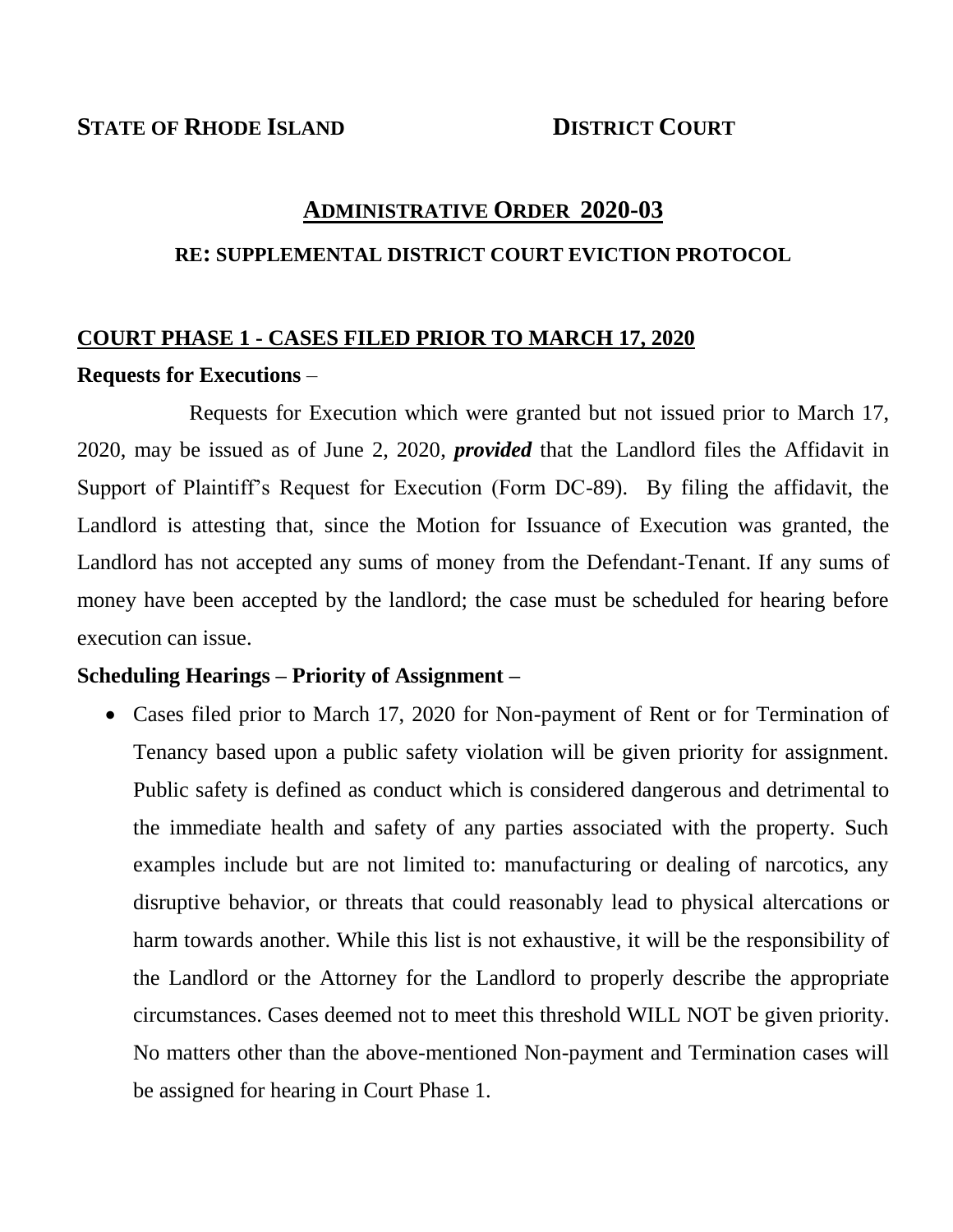**STATE OF RHODE ISLAND** **DISTRICT COURT**

# ADMINISTRATIVE ORDER 2020-03

## RE: SUPPLEMENTAL DISTRICT COURT EVICTION PROTOCOL

### COURT PHASE 1 - CASES FILED PRIOR TO MARCH 17, 2020

**Requests for Executions** –

Requests for Execution which were granted but not issued prior to March 17, 2020, may be issued as of June 2, 2020, ***provided*** that the Landlord files the Affidavit in Support of Plaintiff's Request for Execution (Form DC-89). By filing the affidavit, the Landlord is attesting that, since the Motion for Issuance of Execution was granted, the Landlord has not accepted any sums of money from the Defendant-Tenant. If any sums of money have been accepted by the landlord; the case must be scheduled for hearing before execution can issue.

**Scheduling Hearings – Priority of Assignment –**

- Cases filed prior to March 17, 2020 for Non-payment of Rent or for Termination of Tenancy based upon a public safety violation will be given priority for assignment. Public safety is defined as conduct which is considered dangerous and detrimental to the immediate health and safety of any parties associated with the property. Such examples include but are not limited to: manufacturing or dealing of narcotics, any disruptive behavior, or threats that could reasonably lead to physical altercations or harm towards another. While this list is not exhaustive, it will be the responsibility of the Landlord or the Attorney for the Landlord to properly describe the appropriate circumstances. Cases deemed not to meet this threshold WILL NOT be given priority. No matters other than the above-mentioned Non-payment and Termination cases will be assigned for hearing in Court Phase 1.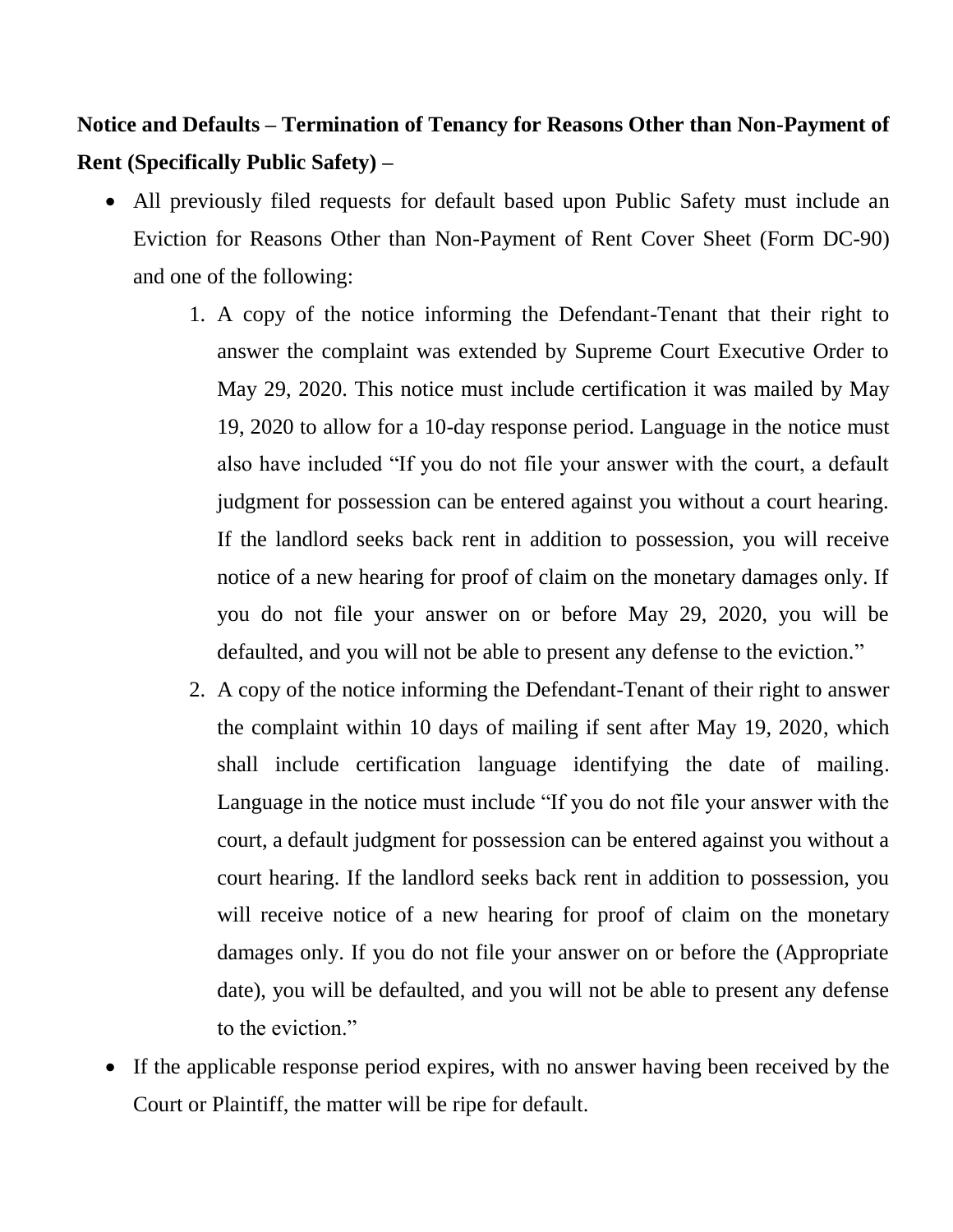**Notice and Defaults – Termination of Tenancy for Reasons Other than Non-Payment of Rent (Specifically Public Safety) –**

- All previously filed requests for default based upon Public Safety must include an Eviction for Reasons Other than Non-Payment of Rent Cover Sheet (Form DC-90) and one of the following:
    1. A copy of the notice informing the Defendant-Tenant that their right to answer the complaint was extended by Supreme Court Executive Order to May 29, 2020. This notice must include certification it was mailed by May 19, 2020 to allow for a 10-day response period. Language in the notice must also have included "If you do not file your answer with the court, a default judgment for possession can be entered against you without a court hearing. If the landlord seeks back rent in addition to possession, you will receive notice of a new hearing for proof of claim on the monetary damages only. If you do not file your answer on or before May 29, 2020, you will be defaulted, and you will not be able to present any defense to the eviction."
    2. A copy of the notice informing the Defendant-Tenant of their right to answer the complaint within 10 days of mailing if sent after May 19, 2020, which shall include certification language identifying the date of mailing. Language in the notice must include "If you do not file your answer with the court, a default judgment for possession can be entered against you without a court hearing. If the landlord seeks back rent in addition to possession, you will receive notice of a new hearing for proof of claim on the monetary damages only. If you do not file your answer on or before the (Appropriate date), you will be defaulted, and you will not be able to present any defense to the eviction."
- If the applicable response period expires, with no answer having been received by the Court or Plaintiff, the matter will be ripe for default.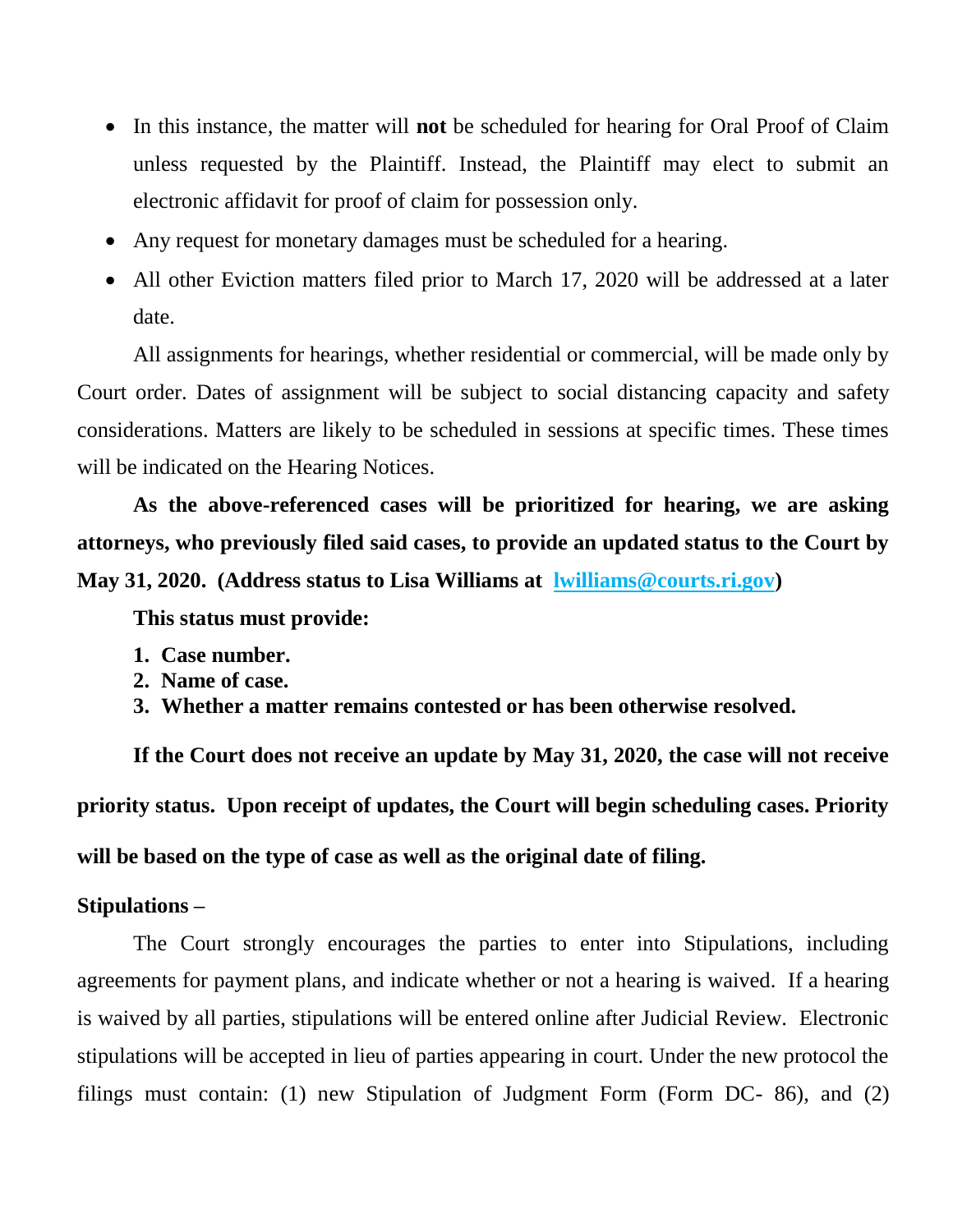- In this instance, the matter will **not** be scheduled for hearing for Oral Proof of Claim unless requested by the Plaintiff. Instead, the Plaintiff may elect to submit an electronic affidavit for proof of claim for possession only.
- Any request for monetary damages must be scheduled for a hearing.
- All other Eviction matters filed prior to March 17, 2020 will be addressed at a later date.

All assignments for hearings, whether residential or commercial, will be made only by Court order. Dates of assignment will be subject to social distancing capacity and safety considerations. Matters are likely to be scheduled in sessions at specific times. These times will be indicated on the Hearing Notices.

**As the above-referenced cases will be prioritized for hearing, we are asking attorneys, who previously filed said cases, to provide an updated status to the Court by May 31, 2020. (Address status to Lisa Williams at lwilliams@courts.ri.gov)**

**This status must provide:**

1. **Case number.**
2. **Name of case.**
3. **Whether a matter remains contested or has been otherwise resolved.**

**If the Court does not receive an update by May 31, 2020, the case will not receive priority status. Upon receipt of updates, the Court will begin scheduling cases. Priority will be based on the type of case as well as the original date of filing.**

**Stipulations –**

The Court strongly encourages the parties to enter into Stipulations, including agreements for payment plans, and indicate whether or not a hearing is waived. If a hearing is waived by all parties, stipulations will be entered online after Judicial Review. Electronic stipulations will be accepted in lieu of parties appearing in court. Under the new protocol the filings must contain: (1) new Stipulation of Judgment Form (Form DC- 86), and (2)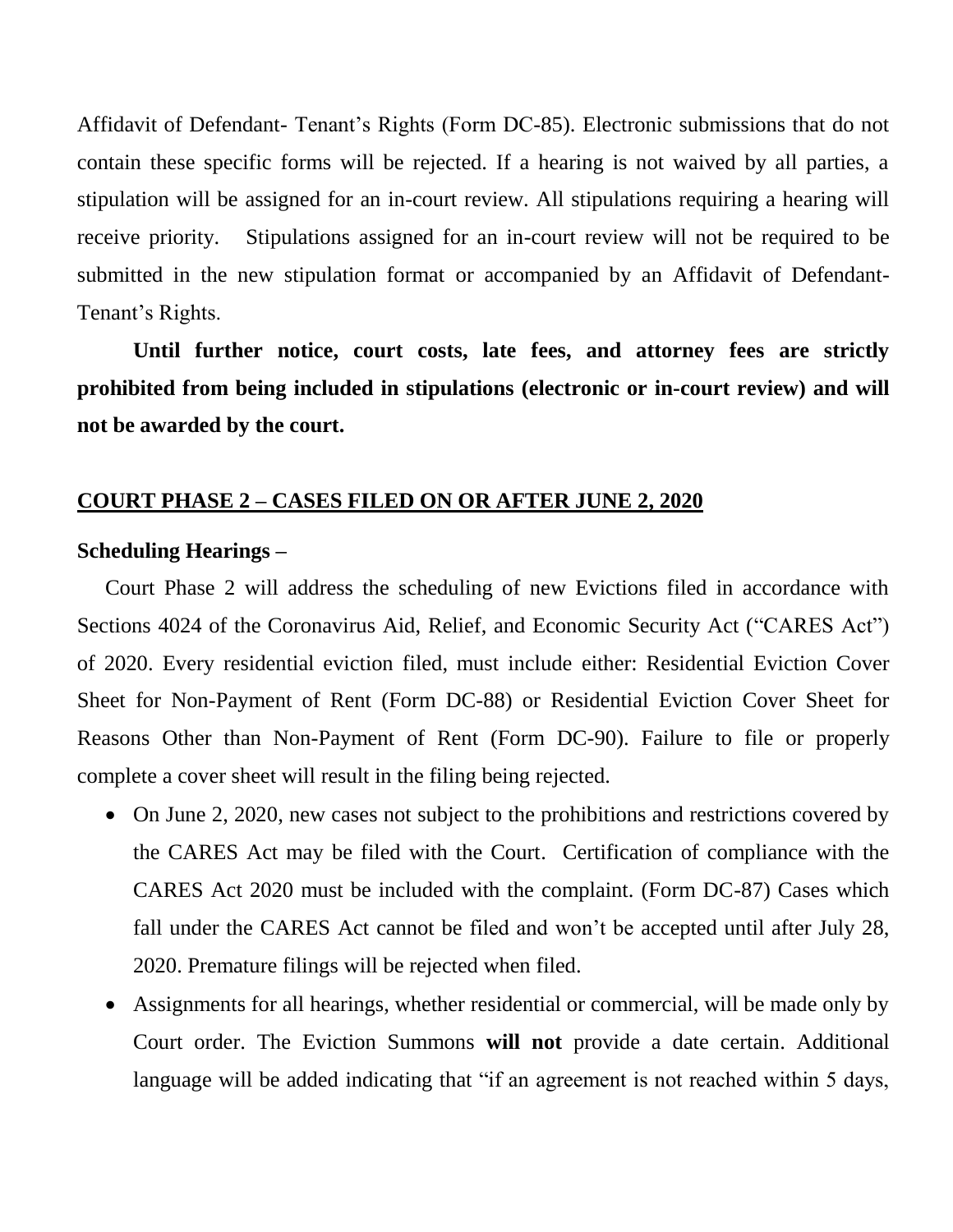Affidavit of Defendant- Tenant's Rights (Form DC-85). Electronic submissions that do not contain these specific forms will be rejected. If a hearing is not waived by all parties, a stipulation will be assigned for an in-court review. All stipulations requiring a hearing will receive priority. Stipulations assigned for an in-court review will not be required to be submitted in the new stipulation format or accompanied by an Affidavit of Defendant-Tenant's Rights.

**Until further notice, court costs, late fees, and attorney fees are strictly prohibited from being included in stipulations (electronic or in-court review) and will not be awarded by the court.**

## COURT PHASE 2 – CASES FILED ON OR AFTER JUNE 2, 2020

**Scheduling Hearings –**

Court Phase 2 will address the scheduling of new Evictions filed in accordance with Sections 4024 of the Coronavirus Aid, Relief, and Economic Security Act ("CARES Act") of 2020. Every residential eviction filed, must include either: Residential Eviction Cover Sheet for Non-Payment of Rent (Form DC-88) or Residential Eviction Cover Sheet for Reasons Other than Non-Payment of Rent (Form DC-90). Failure to file or properly complete a cover sheet will result in the filing being rejected.

- On June 2, 2020, new cases not subject to the prohibitions and restrictions covered by the CARES Act may be filed with the Court. Certification of compliance with the CARES Act 2020 must be included with the complaint. (Form DC-87) Cases which fall under the CARES Act cannot be filed and won't be accepted until after July 28, 2020. Premature filings will be rejected when filed.
- Assignments for all hearings, whether residential or commercial, will be made only by Court order. The Eviction Summons **will not** provide a date certain. Additional language will be added indicating that "if an agreement is not reached within 5 days,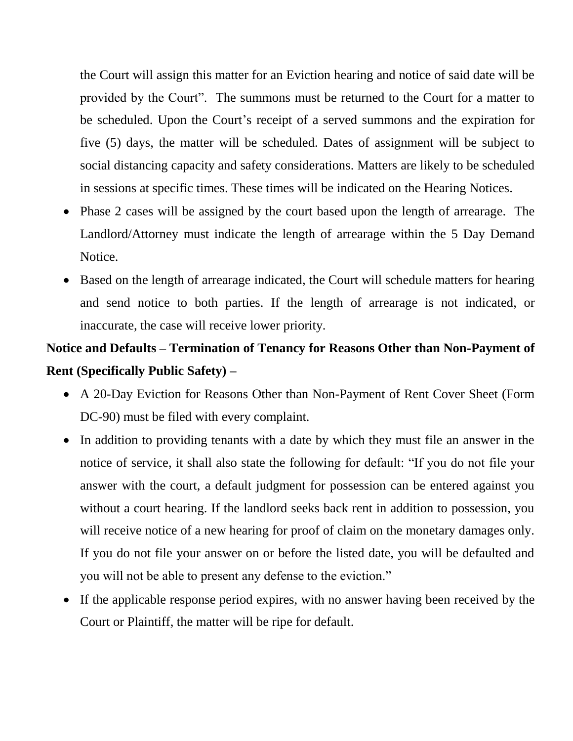the Court will assign this matter for an Eviction hearing and notice of said date will be provided by the Court". The summons must be returned to the Court for a matter to be scheduled. Upon the Court's receipt of a served summons and the expiration for five (5) days, the matter will be scheduled. Dates of assignment will be subject to social distancing capacity and safety considerations. Matters are likely to be scheduled in sessions at specific times. These times will be indicated on the Hearing Notices.

- Phase 2 cases will be assigned by the court based upon the length of arrearage. The Landlord/Attorney must indicate the length of arrearage within the 5 Day Demand Notice.
- Based on the length of arrearage indicated, the Court will schedule matters for hearing and send notice to both parties. If the length of arrearage is not indicated, or inaccurate, the case will receive lower priority.

**Notice and Defaults – Termination of Tenancy for Reasons Other than Non-Payment of Rent (Specifically Public Safety) –**

- A 20-Day Eviction for Reasons Other than Non-Payment of Rent Cover Sheet (Form DC-90) must be filed with every complaint.
- In addition to providing tenants with a date by which they must file an answer in the notice of service, it shall also state the following for default: "If you do not file your answer with the court, a default judgment for possession can be entered against you without a court hearing. If the landlord seeks back rent in addition to possession, you will receive notice of a new hearing for proof of claim on the monetary damages only. If you do not file your answer on or before the listed date, you will be defaulted and you will not be able to present any defense to the eviction."
- If the applicable response period expires, with no answer having been received by the Court or Plaintiff, the matter will be ripe for default.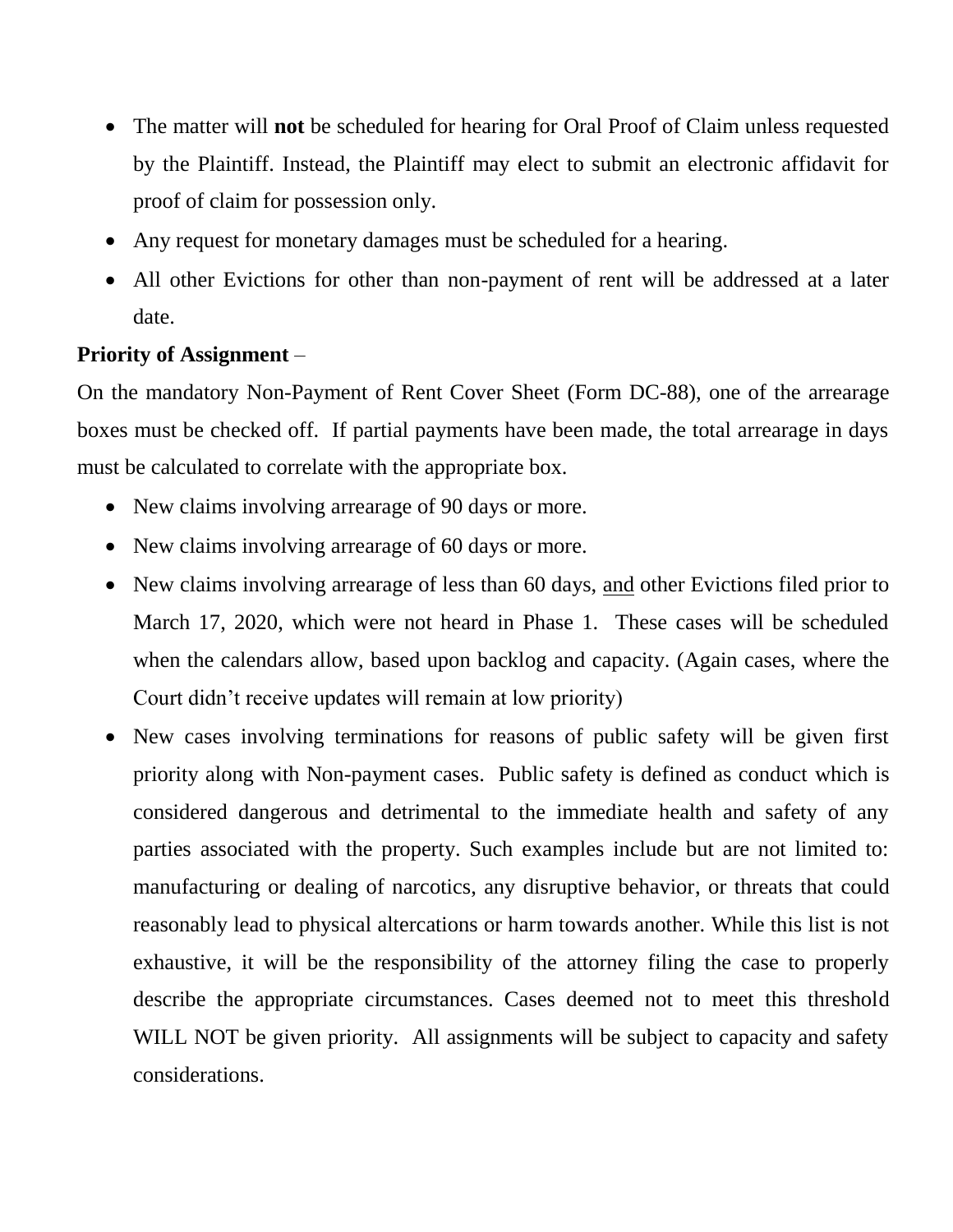- The matter will **not** be scheduled for hearing for Oral Proof of Claim unless requested by the Plaintiff. Instead, the Plaintiff may elect to submit an electronic affidavit for proof of claim for possession only.
- Any request for monetary damages must be scheduled for a hearing.
- All other Evictions for other than non-payment of rent will be addressed at a later date.

**Priority of Assignment** –

On the mandatory Non-Payment of Rent Cover Sheet (Form DC-88), one of the arrearage boxes must be checked off. If partial payments have been made, the total arrearage in days must be calculated to correlate with the appropriate box.

- New claims involving arrearage of 90 days or more.
- New claims involving arrearage of 60 days or more.
- New claims involving arrearage of less than 60 days, <u>and</u> other Evictions filed prior to March 17, 2020, which were not heard in Phase 1. These cases will be scheduled when the calendars allow, based upon backlog and capacity. (Again cases, where the Court didn't receive updates will remain at low priority)
- New cases involving terminations for reasons of public safety will be given first priority along with Non-payment cases. Public safety is defined as conduct which is considered dangerous and detrimental to the immediate health and safety of any parties associated with the property. Such examples include but are not limited to: manufacturing or dealing of narcotics, any disruptive behavior, or threats that could reasonably lead to physical altercations or harm towards another. While this list is not exhaustive, it will be the responsibility of the attorney filing the case to properly describe the appropriate circumstances. Cases deemed not to meet this threshold WILL NOT be given priority. All assignments will be subject to capacity and safety considerations.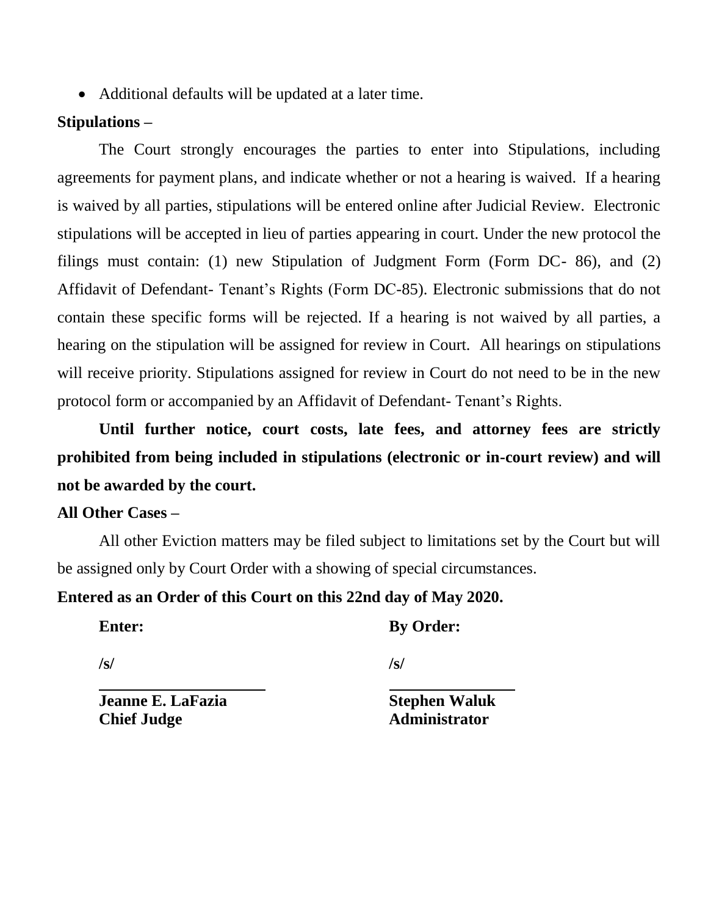- Additional defaults will be updated at a later time.

**Stipulations –**

The Court strongly encourages the parties to enter into Stipulations, including agreements for payment plans, and indicate whether or not a hearing is waived. If a hearing is waived by all parties, stipulations will be entered online after Judicial Review. Electronic stipulations will be accepted in lieu of parties appearing in court. Under the new protocol the filings must contain: (1) new Stipulation of Judgment Form (Form DC- 86), and (2) Affidavit of Defendant- Tenant's Rights (Form DC-85). Electronic submissions that do not contain these specific forms will be rejected. If a hearing is not waived by all parties, a hearing on the stipulation will be assigned for review in Court. All hearings on stipulations will receive priority. Stipulations assigned for review in Court do not need to be in the new protocol form or accompanied by an Affidavit of Defendant- Tenant's Rights.

**Until further notice, court costs, late fees, and attorney fees are strictly prohibited from being included in stipulations (electronic or in-court review) and will not be awarded by the court.**

**All Other Cases –**

All other Eviction matters may be filed subject to limitations set by the Court but will be assigned only by Court Order with a showing of special circumstances.

**Entered as an Order of this Court on this 22nd day of May 2020.**

| **Enter:** | **By Order:** |
|---|---|
| **/s/** | **/s/** |
| **Jeanne E. LaFazia** | **Stephen Waluk** |
| **Chief Judge** | **Administrator** |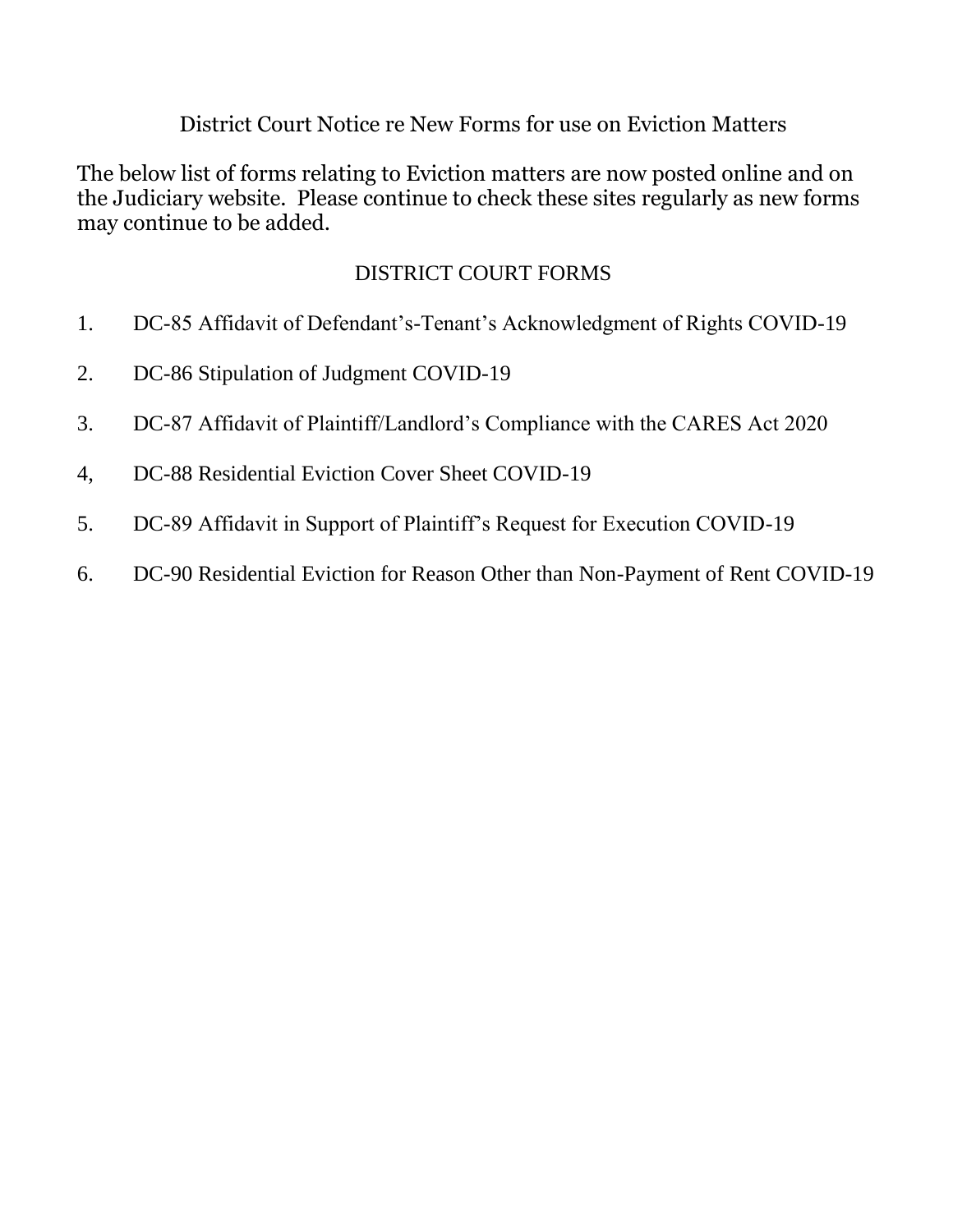# District Court Notice re New Forms for use on Eviction Matters

The below list of forms relating to Eviction matters are now posted online and on the Judiciary website. Please continue to check these sites regularly as new forms may continue to be added.

## DISTRICT COURT FORMS

1. DC-85 Affidavit of Defendant's-Tenant's Acknowledgment of Rights COVID-19

2. DC-86 Stipulation of Judgment COVID-19

3. DC-87 Affidavit of Plaintiff/Landlord's Compliance with the CARES Act 2020

4, DC-88 Residential Eviction Cover Sheet COVID-19

5. DC-89 Affidavit in Support of Plaintiff's Request for Execution COVID-19

6. DC-90 Residential Eviction for Reason Other than Non-Payment of Rent COVID-19